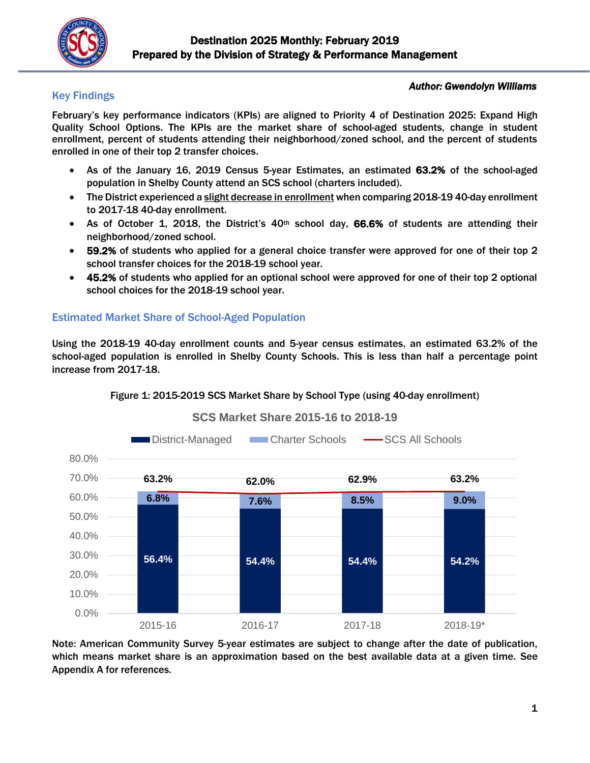# Destination 2025 Monthly: February 2019
## Prepared by the Division of Strategy & Performance Management

***Author: Gwendolyn Williams***

## Key Findings

February's key performance indicators (KPIs) are aligned to Priority 4 of Destination 2025: Expand High Quality School Options. The KPIs are the market share of school-aged students, change in student enrollment, percent of students attending their neighborhood/zoned school, and the percent of students enrolled in one of their top 2 transfer choices.

- As of the January 16, 2019 Census 5-year Estimates, an estimated **63.2%** of the school-aged population in Shelby County attend an SCS school (charters included).
- The District experienced a slight decrease in enrollment when comparing 2018-19 40-day enrollment to 2017-18 40-day enrollment.
- As of October 1, 2018, the District's 40th school day, **66.6%** of students are attending their neighborhood/zoned school.
- **59.2%** of students who applied for a general choice transfer were approved for one of their top 2 school transfer choices for the 2018-19 school year.
- **45.2%** of students who applied for an optional school were approved for one of their top 2 optional school choices for the 2018-19 school year.

## Estimated Market Share of School-Aged Population

Using the 2018-19 40-day enrollment counts and 5-year census estimates, an estimated 63.2% of the school-aged population is enrolled in Shelby County Schools. This is less than half a percentage point increase from 2017-18.

Figure 1: 2015-2019 SCS Market Share by School Type (using 40-day enrollment)

**SCS Market Share 2015-16 to 2018-19**

| | 2015-16 | 2016-17 | 2017-18 | 2018-19* |
|---|---|---|---|---|
| District-Managed | 56.4% | 54.4% | 54.4% | 54.2% |
| Charter Schools | 6.8% | 7.6% | 8.5% | 9.0% |
| SCS All Schools | 63.2% | 62.0% | 62.9% | 63.2% |

Note: American Community Survey 5-year estimates are subject to change after the date of publication, which means market share is an approximation based on the best available data at a given time. See Appendix A for references.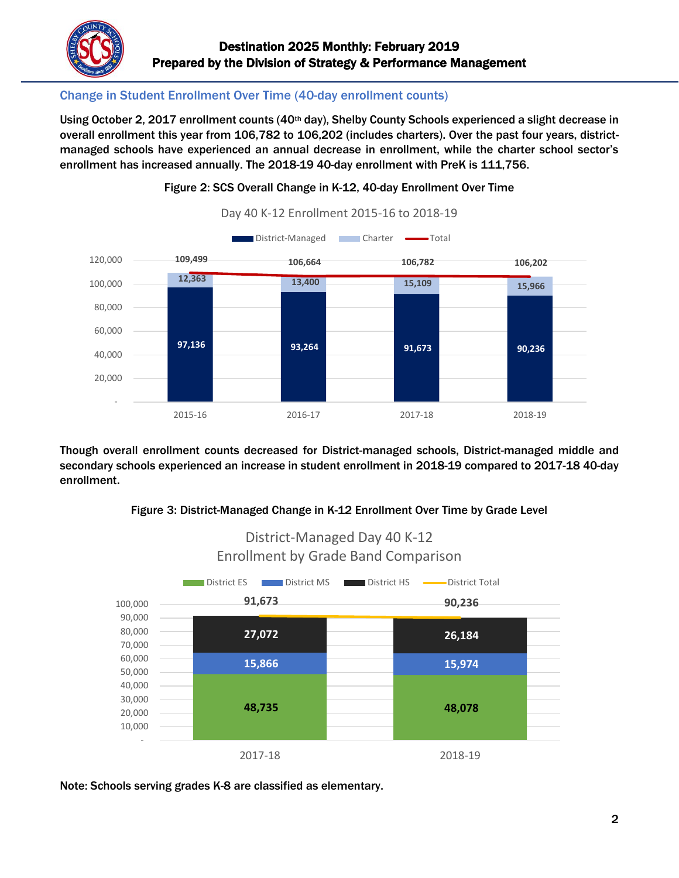## Change in Student Enrollment Over Time (40-day enrollment counts)

**Using October 2, 2017 enrollment counts (40th day), Shelby County Schools experienced a slight decrease in overall enrollment this year from 106,782 to 106,202 (includes charters). Over the past four years, district-managed schools have experienced an annual decrease in enrollment, while the charter school sector's enrollment has increased annually. The 2018-19 40-day enrollment with PreK is 111,756.**

**Figure 2: SCS Overall Change in K-12, 40-day Enrollment Over Time**

Day 40 K-12 Enrollment 2015-16 to 2018-19

| Year | District-Managed | Charter | Total |
|---|---|---|---|
| 2015-16 | 97,136 | 12,363 | 109,499 |
| 2016-17 | 93,264 | 13,400 | 106,664 |
| 2017-18 | 91,673 | 15,109 | 106,782 |
| 2018-19 | 90,236 | 15,966 | 106,202 |

**Though overall enrollment counts decreased for District-managed schools, District-managed middle and secondary schools experienced an increase in student enrollment in 2018-19 compared to 2017-18 40-day enrollment.**

**Figure 3: District-Managed Change in K-12 Enrollment Over Time by Grade Level**

District-Managed Day 40 K-12 Enrollment by Grade Band Comparison

| Year | District ES | District MS | District HS | District Total |
|---|---|---|---|---|
| 2017-18 | 48,735 | 15,866 | 27,072 | 91,673 |
| 2018-19 | 48,078 | 15,974 | 26,184 | 90,236 |

**Note: Schools serving grades K-8 are classified as elementary.**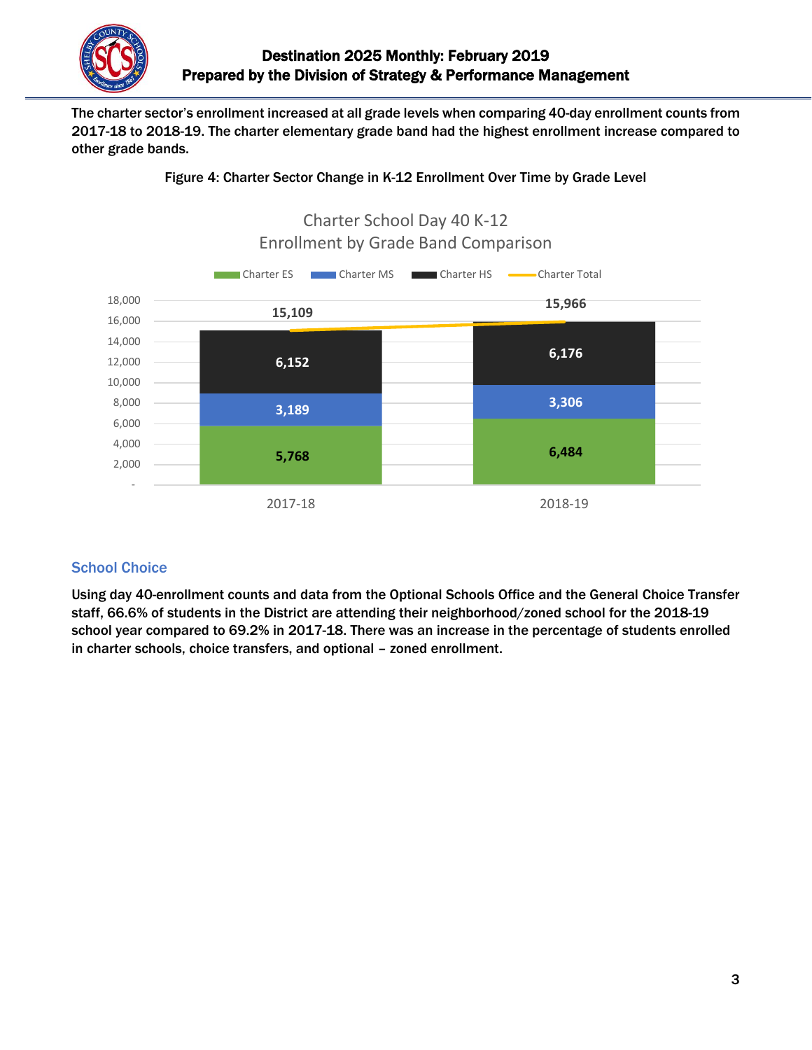The charter sector's enrollment increased at all grade levels when comparing 40-day enrollment counts from 2017-18 to 2018-19. The charter elementary grade band had the highest enrollment increase compared to other grade bands.

Figure 4: Charter Sector Change in K-12 Enrollment Over Time by Grade Level

Charter School Day 40 K-12 Enrollment by Grade Band Comparison

| | Charter ES | Charter MS | Charter HS | Charter Total |
|---|---|---|---|---|
| 2017-18 | 5,768 | 3,189 | 6,152 | 15,109 |
| 2018-19 | 6,484 | 3,306 | 6,176 | 15,966 |

## School Choice

Using day 40-enrollment counts and data from the Optional Schools Office and the General Choice Transfer staff, 66.6% of students in the District are attending their neighborhood/zoned school for the 2018-19 school year compared to 69.2% in 2017-18. There was an increase in the percentage of students enrolled in charter schools, choice transfers, and optional – zoned enrollment.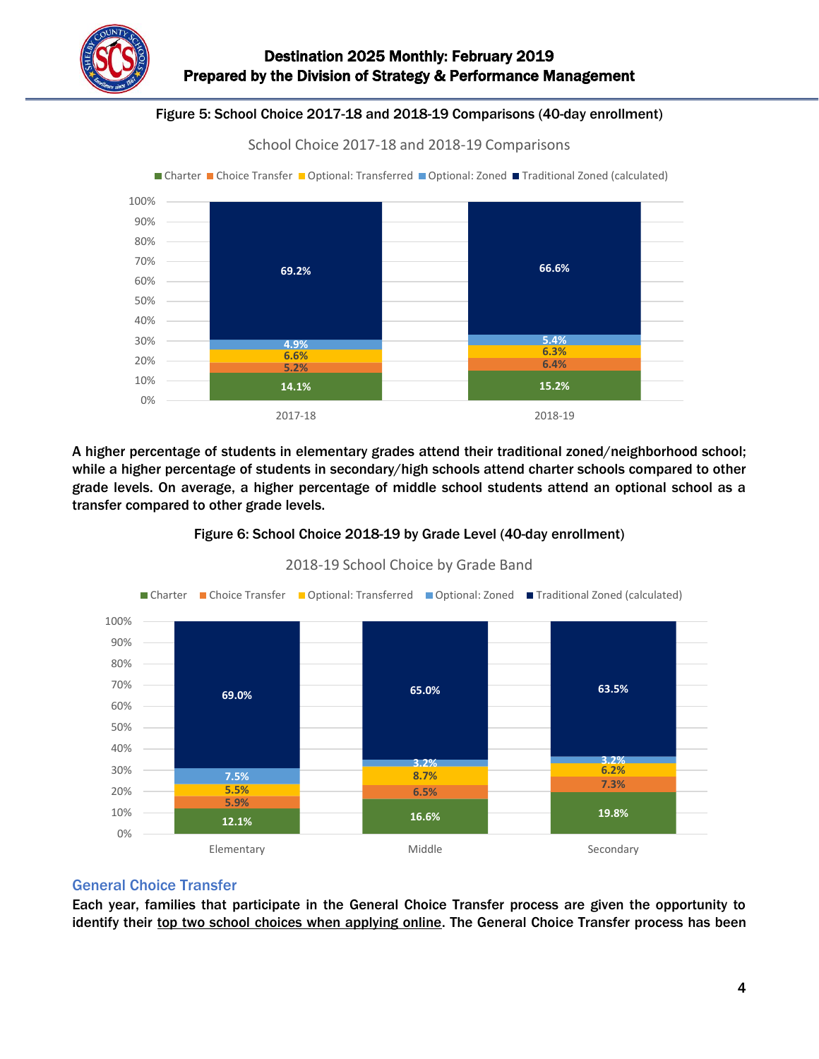Figure 5: School Choice 2017-18 and 2018-19 Comparisons (40-day enrollment)

School Choice 2017-18 and 2018-19 Comparisons

| | Charter | Choice Transfer | Optional: Transferred | Optional: Zoned | Traditional Zoned (calculated) |
|---|---|---|---|---|---|
| 2017-18 | 14.1% | 5.2% | 6.6% | 4.9% | 69.2% |
| 2018-19 | 15.2% | 6.4% | 6.3% | 5.4% | 66.6% |

A higher percentage of students in elementary grades attend their traditional zoned/neighborhood school; while a higher percentage of students in secondary/high schools attend charter schools compared to other grade levels. On average, a higher percentage of middle school students attend an optional school as a transfer compared to other grade levels.

Figure 6: School Choice 2018-19 by Grade Level (40-day enrollment)

2018-19 School Choice by Grade Band

| | Charter | Choice Transfer | Optional: Transferred | Optional: Zoned | Traditional Zoned (calculated) |
|---|---|---|---|---|---|
| Elementary | 12.1% | 5.9% | 5.5% | 7.5% | 69.0% |
| Middle | 16.6% | 6.5% | 8.7% | 3.2% | 65.0% |
| Secondary | 19.8% | 7.3% | 6.2% | 3.2% | 63.5% |

## General Choice Transfer

Each year, families that participate in the General Choice Transfer process are given the opportunity to identify their top two school choices when applying online. The General Choice Transfer process has been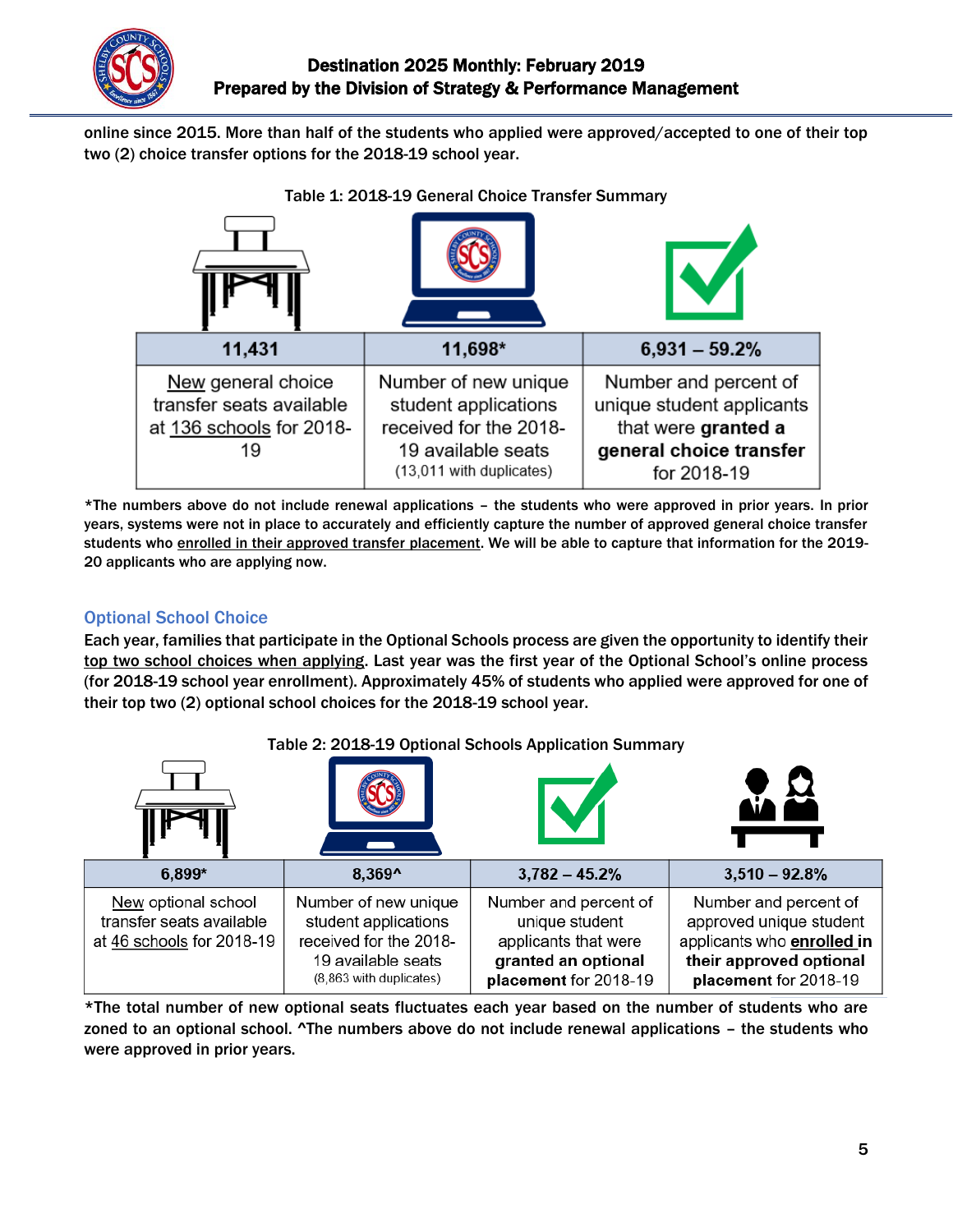online since 2015. More than half of the students who applied were approved/accepted to one of their top two (2) choice transfer options for the 2018-19 school year.

Table 1: 2018-19 General Choice Transfer Summary

| 11,431 | 11,698* | 6,931 – 59.2% |
|---|---|---|
| New general choice transfer seats available at 136 schools for 2018-19 | Number of new unique student applications received for the 2018-19 available seats (13,011 with duplicates) | Number and percent of unique student applicants that were **granted a general choice transfer** for 2018-19 |

**\*The numbers above do not include renewal applications – the students who were approved in prior years. In prior years, systems were not in place to accurately and efficiently capture the number of approved general choice transfer students who enrolled in their approved transfer placement. We will be able to capture that information for the 2019-20 applicants who are applying now.**

## Optional School Choice

**Each year, families that participate in the Optional Schools process are given the opportunity to identify their top two school choices when applying. Last year was the first year of the Optional School's online process (for 2018-19 school year enrollment). Approximately 45% of students who applied were approved for one of their top two (2) optional school choices for the 2018-19 school year.**

Table 2: 2018-19 Optional Schools Application Summary

| 6,899* | 8,369^ | 3,782 – 45.2% | 3,510 – 92.8% |
|---|---|---|---|
| New optional school transfer seats available at 46 schools for 2018-19 | Number of new unique student applications received for the 2018-19 available seats (8,863 with duplicates) | Number and percent of unique student applicants that were **granted an optional placement** for 2018-19 | Number and percent of approved unique student applicants who **enrolled in their approved optional placement** for 2018-19 |

**\*The total number of new optional seats fluctuates each year based on the number of students who are zoned to an optional school. ^The numbers above do not include renewal applications – the students who were approved in prior years.**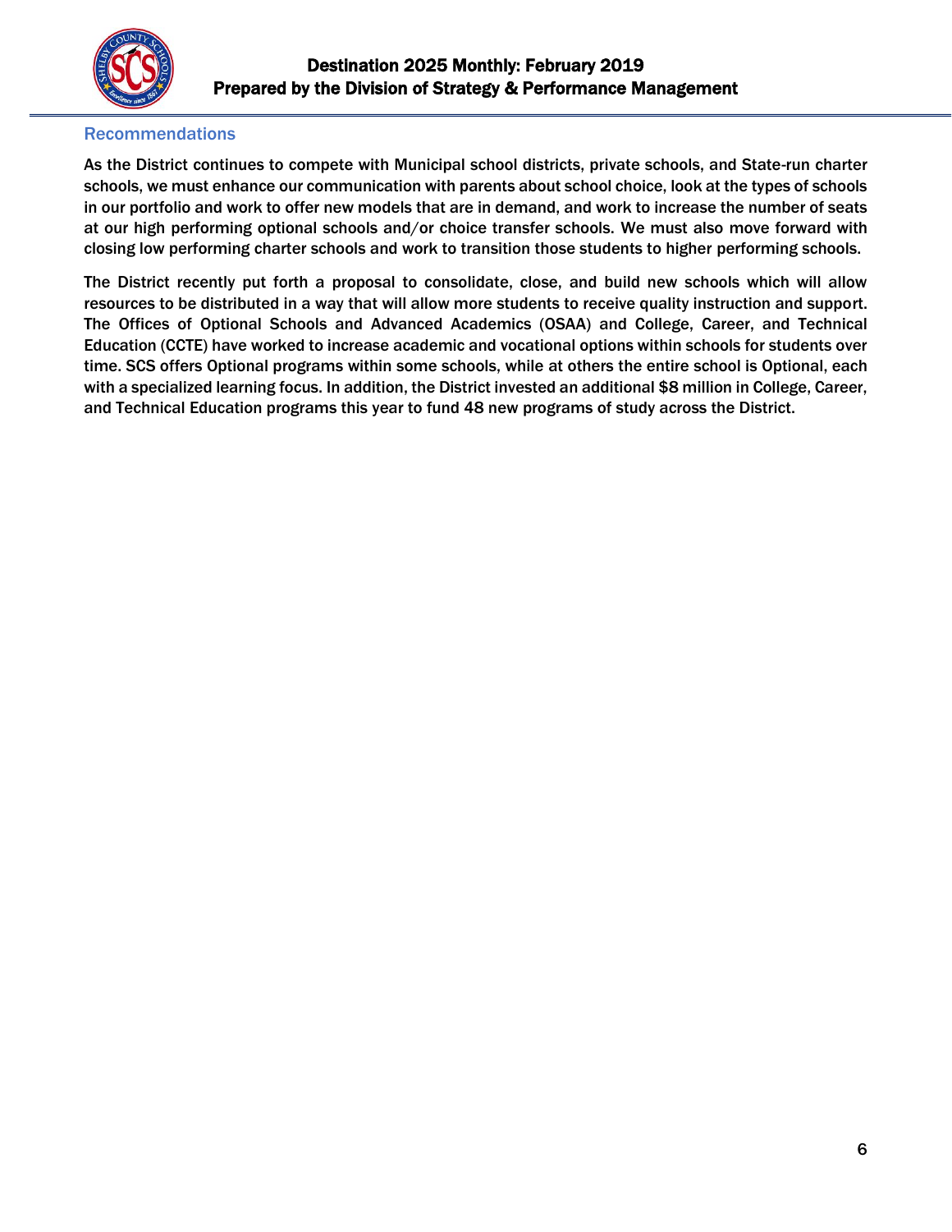## Recommendations

As the District continues to compete with Municipal school districts, private schools, and State-run charter schools, we must enhance our communication with parents about school choice, look at the types of schools in our portfolio and work to offer new models that are in demand, and work to increase the number of seats at our high performing optional schools and/or choice transfer schools. We must also move forward with closing low performing charter schools and work to transition those students to higher performing schools.

The District recently put forth a proposal to consolidate, close, and build new schools which will allow resources to be distributed in a way that will allow more students to receive quality instruction and support. The Offices of Optional Schools and Advanced Academics (OSAA) and College, Career, and Technical Education (CCTE) have worked to increase academic and vocational options within schools for students over time. SCS offers Optional programs within some schools, while at others the entire school is Optional, each with a specialized learning focus. In addition, the District invested an additional $8 million in College, Career, and Technical Education programs this year to fund 48 new programs of study across the District.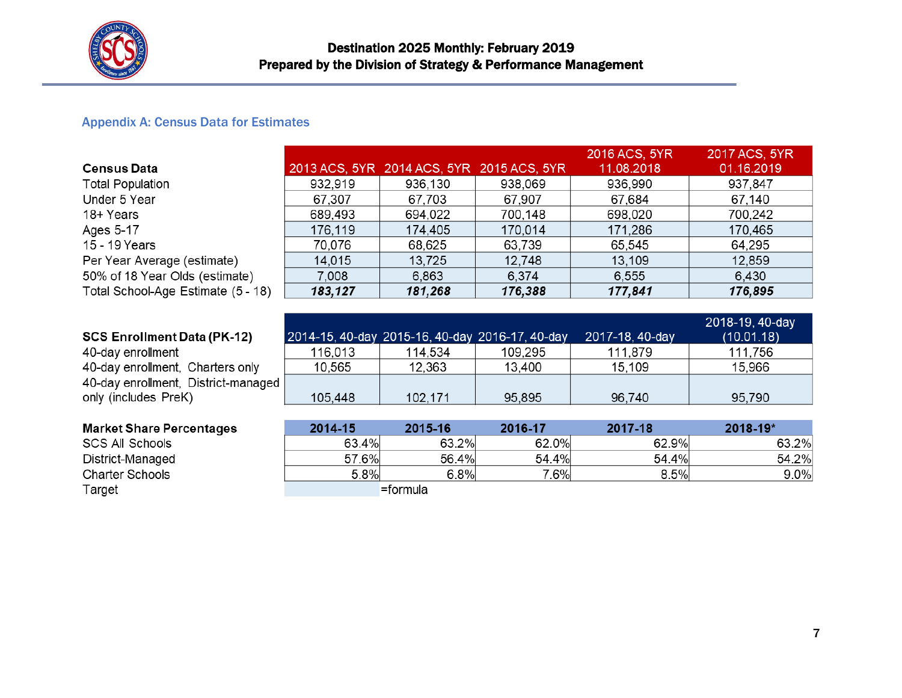Destination 2025 Monthly: February 2019
Prepared by the Division of Strategy & Performance Management

## Appendix A: Census Data for Estimates

| Census Data | 2013 ACS, 5YR | 2014 ACS, 5YR | 2015 ACS, 5YR | 2016 ACS, 5YR 11.08.2018 | 2017 ACS, 5YR 01.16.2019 |
|---|---|---|---|---|---|
| Total Population | 932,919 | 936,130 | 938,069 | 936,990 | 937,847 |
| Under 5 Year | 67,307 | 67,703 | 67,907 | 67,684 | 67,140 |
| 18+ Years | 689,493 | 694,022 | 700,148 | 698,020 | 700,242 |
| Ages 5-17 | 176,119 | 174,405 | 170,014 | 171,286 | 170,465 |
| 15 - 19 Years | 70,076 | 68,625 | 63,739 | 65,545 | 64,295 |
| Per Year Average (estimate) | 14,015 | 13,725 | 12,748 | 13,109 | 12,859 |
| 50% of 18 Year Olds (estimate) | 7,008 | 6,863 | 6,374 | 6,555 | 6,430 |
| Total School-Age Estimate (5 - 18) | ***183,127*** | ***181,268*** | ***176,388*** | ***177,841*** | ***176,895*** |

| SCS Enrollment Data (PK-12) | 2014-15, 40-day | 2015-16, 40-day | 2016-17, 40-day | 2017-18, 40-day | 2018-19, 40-day (10.01.18) |
|---|---|---|---|---|---|
| 40-day enrollment | 116,013 | 114,534 | 109,295 | 111,879 | 111,756 |
| 40-day enrollment, Charters only | 10,565 | 12,363 | 13,400 | 15,109 | 15,966 |
| 40-day enrollment, District-managed only (includes PreK) | 105,448 | 102,171 | 95,895 | 96,740 | 95,790 |

| Market Share Percentages | 2014-15 | 2015-16 | 2016-17 | 2017-18 | 2018-19* |
|---|---|---|---|---|---|
| SCS All Schools | 63.4% | 63.2% | 62.0% | 62.9% | 63.2% |
| District-Managed | 57.6% | 56.4% | 54.4% | 54.4% | 54.2% |
| Charter Schools | 5.8% | 6.8% | 7.6% | 8.5% | 9.0% |
| Target | | =formula | | | |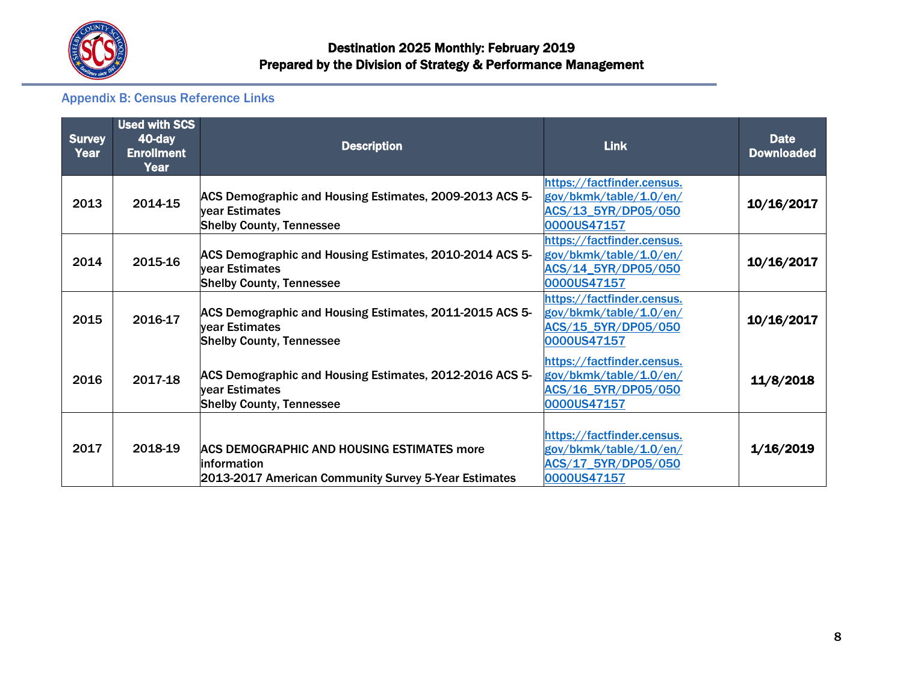## Appendix B: Census Reference Links

| Survey Year | Used with SCS 40-day Enrollment Year | Description | Link | Date Downloaded |
|---|---|---|---|---|
| 2013 | 2014-15 | ACS Demographic and Housing Estimates, 2009-2013 ACS 5-year Estimates<br>Shelby County, Tennessee | https://factfinder.census.gov/bkmk/table/1.0/en/ACS/13_5YR/DP05/0500000US47157 | **10/16/2017** |
| 2014 | 2015-16 | ACS Demographic and Housing Estimates, 2010-2014 ACS 5-year Estimates<br>Shelby County, Tennessee | https://factfinder.census.gov/bkmk/table/1.0/en/ACS/14_5YR/DP05/0500000US47157 | **10/16/2017** |
| 2015 | 2016-17 | ACS Demographic and Housing Estimates, 2011-2015 ACS 5-year Estimates<br>Shelby County, Tennessee | https://factfinder.census.gov/bkmk/table/1.0/en/ACS/15_5YR/DP05/0500000US47157 | **10/16/2017** |
| 2016 | 2017-18 | ACS Demographic and Housing Estimates, 2012-2016 ACS 5-year Estimates<br>Shelby County, Tennessee | https://factfinder.census.gov/bkmk/table/1.0/en/ACS/16_5YR/DP05/0500000US47157 | **11/8/2018** |
| 2017 | 2018-19 | ACS DEMOGRAPHIC AND HOUSING ESTIMATES more information<br>2013-2017 American Community Survey 5-Year Estimates | https://factfinder.census.gov/bkmk/table/1.0/en/ACS/17_5YR/DP05/0500000US47157 | **1/16/2019** |